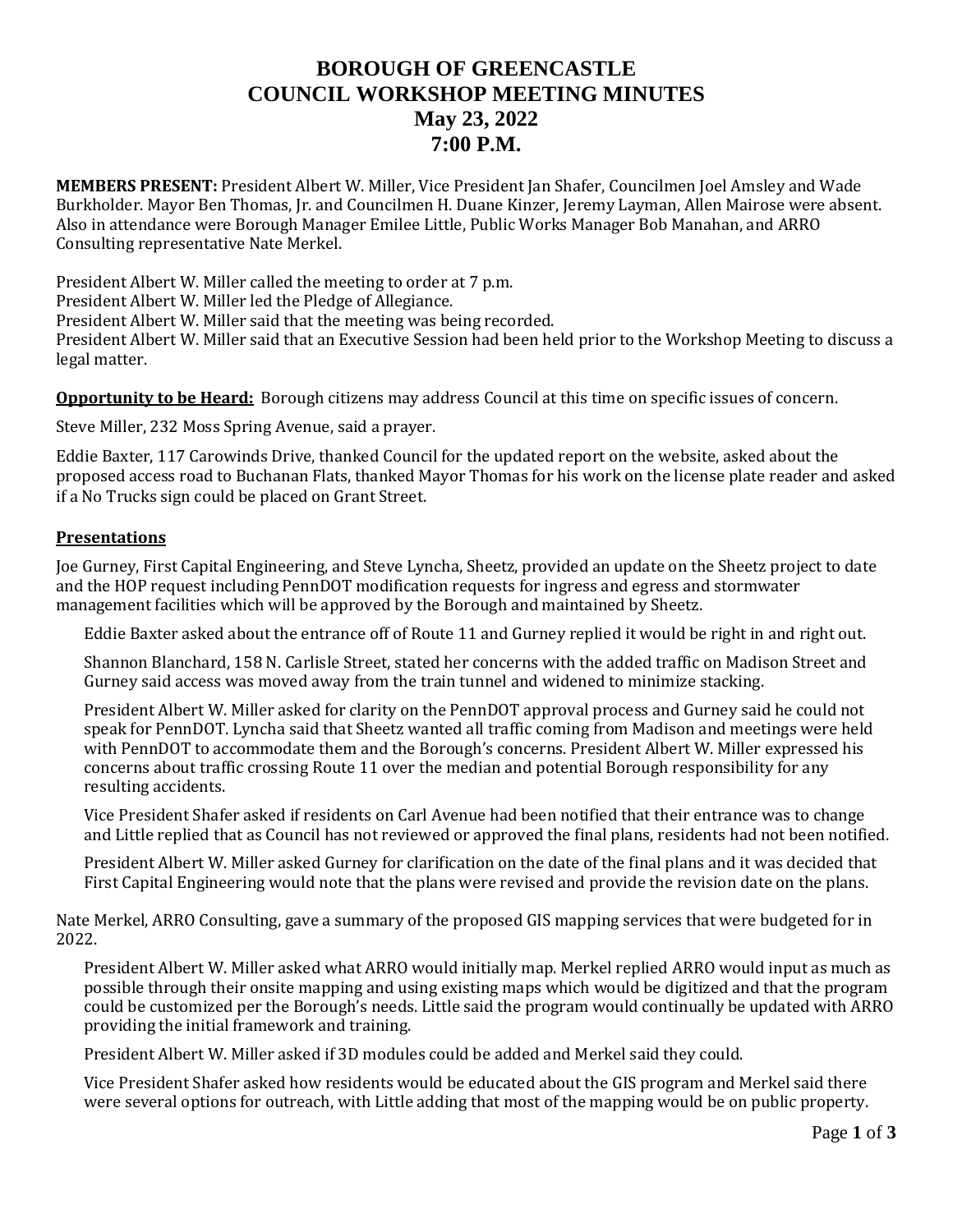# BOROUGH OF GREENCASTLE
# COUNCIL WORKSHOP MEETING MINUTES
# May 23, 2022
# 7:00 P.M.

**MEMBERS PRESENT:** President Albert W. Miller, Vice President Jan Shafer, Councilmen Joel Amsley and Wade Burkholder. Mayor Ben Thomas, Jr. and Councilmen H. Duane Kinzer, Jeremy Layman, Allen Mairose were absent. Also in attendance were Borough Manager Emilee Little, Public Works Manager Bob Manahan, and ARRO Consulting representative Nate Merkel.

President Albert W. Miller called the meeting to order at 7 p.m.
President Albert W. Miller led the Pledge of Allegiance.
President Albert W. Miller said that the meeting was being recorded.
President Albert W. Miller said that an Executive Session had been held prior to the Workshop Meeting to discuss a legal matter.

**Opportunity to be Heard:** Borough citizens may address Council at this time on specific issues of concern.

Steve Miller, 232 Moss Spring Avenue, said a prayer.

Eddie Baxter, 117 Carowinds Drive, thanked Council for the updated report on the website, asked about the proposed access road to Buchanan Flats, thanked Mayor Thomas for his work on the license plate reader and asked if a No Trucks sign could be placed on Grant Street.

## Presentations

Joe Gurney, First Capital Engineering, and Steve Lyncha, Sheetz, provided an update on the Sheetz project to date and the HOP request including PennDOT modification requests for ingress and egress and stormwater management facilities which will be approved by the Borough and maintained by Sheetz.

> Eddie Baxter asked about the entrance off of Route 11 and Gurney replied it would be right in and right out.
>
> Shannon Blanchard, 158 N. Carlisle Street, stated her concerns with the added traffic on Madison Street and Gurney said access was moved away from the train tunnel and widened to minimize stacking.
>
> President Albert W. Miller asked for clarity on the PennDOT approval process and Gurney said he could not speak for PennDOT. Lyncha said that Sheetz wanted all traffic coming from Madison and meetings were held with PennDOT to accommodate them and the Borough's concerns. President Albert W. Miller expressed his concerns about traffic crossing Route 11 over the median and potential Borough responsibility for any resulting accidents.
>
> Vice President Shafer asked if residents on Carl Avenue had been notified that their entrance was to change and Little replied that as Council has not reviewed or approved the final plans, residents had not been notified.
>
> President Albert W. Miller asked Gurney for clarification on the date of the final plans and it was decided that First Capital Engineering would note that the plans were revised and provide the revision date on the plans.

Nate Merkel, ARRO Consulting, gave a summary of the proposed GIS mapping services that were budgeted for in 2022.

> President Albert W. Miller asked what ARRO would initially map. Merkel replied ARRO would input as much as possible through their onsite mapping and using existing maps which would be digitized and that the program could be customized per the Borough's needs. Little said the program would continually be updated with ARRO providing the initial framework and training.
>
> President Albert W. Miller asked if 3D modules could be added and Merkel said they could.
>
> Vice President Shafer asked how residents would be educated about the GIS program and Merkel said there were several options for outreach, with Little adding that most of the mapping would be on public property.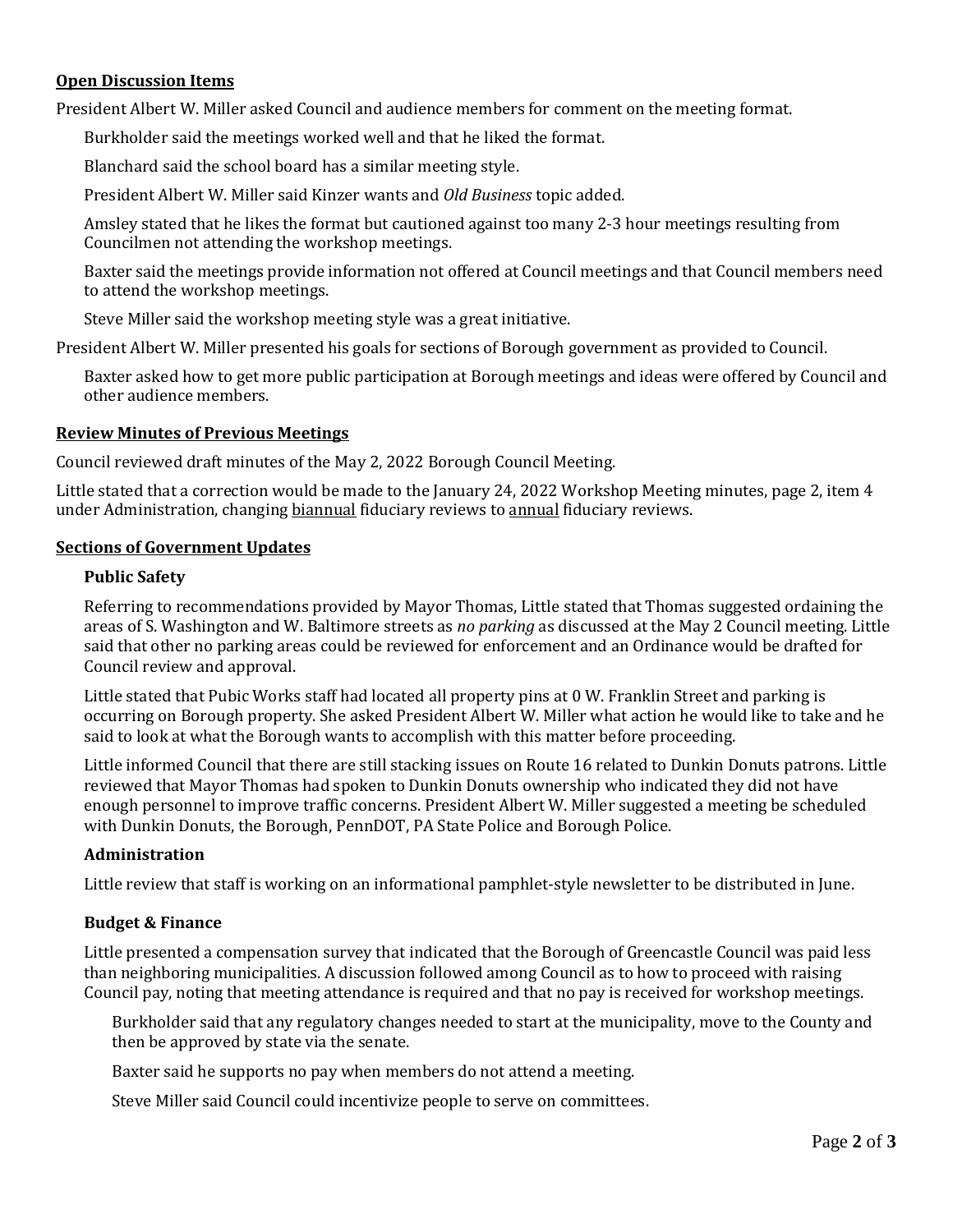## **Open Discussion Items**

President Albert W. Miller asked Council and audience members for comment on the meeting format.

Burkholder said the meetings worked well and that he liked the format.

Blanchard said the school board has a similar meeting style.

President Albert W. Miller said Kinzer wants and *Old Business* topic added.

Amsley stated that he likes the format but cautioned against too many 2-3 hour meetings resulting from Councilmen not attending the workshop meetings.

Baxter said the meetings provide information not offered at Council meetings and that Council members need to attend the workshop meetings.

Steve Miller said the workshop meeting style was a great initiative.

President Albert W. Miller presented his goals for sections of Borough government as provided to Council.

Baxter asked how to get more public participation at Borough meetings and ideas were offered by Council and other audience members.

## **Review Minutes of Previous Meetings**

Council reviewed draft minutes of the May 2, 2022 Borough Council Meeting.

Little stated that a correction would be made to the January 24, 2022 Workshop Meeting minutes, page 2, item 4 under Administration, changing biannual fiduciary reviews to annual fiduciary reviews.

## **Sections of Government Updates**

### **Public Safety**

Referring to recommendations provided by Mayor Thomas, Little stated that Thomas suggested ordaining the areas of S. Washington and W. Baltimore streets as *no parking* as discussed at the May 2 Council meeting. Little said that other no parking areas could be reviewed for enforcement and an Ordinance would be drafted for Council review and approval.

Little stated that Pubic Works staff had located all property pins at 0 W. Franklin Street and parking is occurring on Borough property. She asked President Albert W. Miller what action he would like to take and he said to look at what the Borough wants to accomplish with this matter before proceeding.

Little informed Council that there are still stacking issues on Route 16 related to Dunkin Donuts patrons. Little reviewed that Mayor Thomas had spoken to Dunkin Donuts ownership who indicated they did not have enough personnel to improve traffic concerns. President Albert W. Miller suggested a meeting be scheduled with Dunkin Donuts, the Borough, PennDOT, PA State Police and Borough Police.

### **Administration**

Little review that staff is working on an informational pamphlet-style newsletter to be distributed in June.

### **Budget & Finance**

Little presented a compensation survey that indicated that the Borough of Greencastle Council was paid less than neighboring municipalities. A discussion followed among Council as to how to proceed with raising Council pay, noting that meeting attendance is required and that no pay is received for workshop meetings.

Burkholder said that any regulatory changes needed to start at the municipality, move to the County and then be approved by state via the senate.

Baxter said he supports no pay when members do not attend a meeting.

Steve Miller said Council could incentivize people to serve on committees.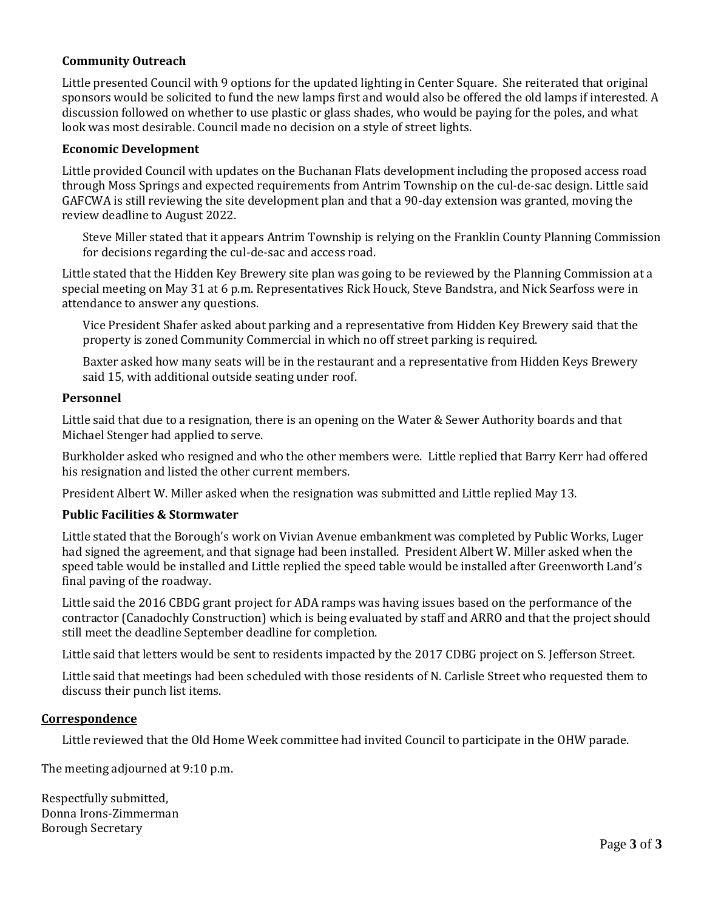### Community Outreach

Little presented Council with 9 options for the updated lighting in Center Square. She reiterated that original sponsors would be solicited to fund the new lamps first and would also be offered the old lamps if interested. A discussion followed on whether to use plastic or glass shades, who would be paying for the poles, and what look was most desirable. Council made no decision on a style of street lights.

### Economic Development

Little provided Council with updates on the Buchanan Flats development including the proposed access road through Moss Springs and expected requirements from Antrim Township on the cul-de-sac design. Little said GAFCWA is still reviewing the site development plan and that a 90-day extension was granted, moving the review deadline to August 2022.

Steve Miller stated that it appears Antrim Township is relying on the Franklin County Planning Commission for decisions regarding the cul-de-sac and access road.

Little stated that the Hidden Key Brewery site plan was going to be reviewed by the Planning Commission at a special meeting on May 31 at 6 p.m. Representatives Rick Houck, Steve Bandstra, and Nick Searfoss were in attendance to answer any questions.

Vice President Shafer asked about parking and a representative from Hidden Key Brewery said that the property is zoned Community Commercial in which no off street parking is required.

Baxter asked how many seats will be in the restaurant and a representative from Hidden Keys Brewery said 15, with additional outside seating under roof.

### Personnel

Little said that due to a resignation, there is an opening on the Water & Sewer Authority boards and that Michael Stenger had applied to serve.

Burkholder asked who resigned and who the other members were. Little replied that Barry Kerr had offered his resignation and listed the other current members.

President Albert W. Miller asked when the resignation was submitted and Little replied May 13.

### Public Facilities & Stormwater

Little stated that the Borough's work on Vivian Avenue embankment was completed by Public Works, Luger had signed the agreement, and that signage had been installed. President Albert W. Miller asked when the speed table would be installed and Little replied the speed table would be installed after Greenworth Land's final paving of the roadway.

Little said the 2016 CBDG grant project for ADA ramps was having issues based on the performance of the contractor (Canadochly Construction) which is being evaluated by staff and ARRO and that the project should still meet the deadline September deadline for completion.

Little said that letters would be sent to residents impacted by the 2017 CDBG project on S. Jefferson Street.

Little said that meetings had been scheduled with those residents of N. Carlisle Street who requested them to discuss their punch list items.

## Correspondence

Little reviewed that the Old Home Week committee had invited Council to participate in the OHW parade.

The meeting adjourned at 9:10 p.m.

Respectfully submitted,
Donna Irons-Zimmerman
Borough Secretary